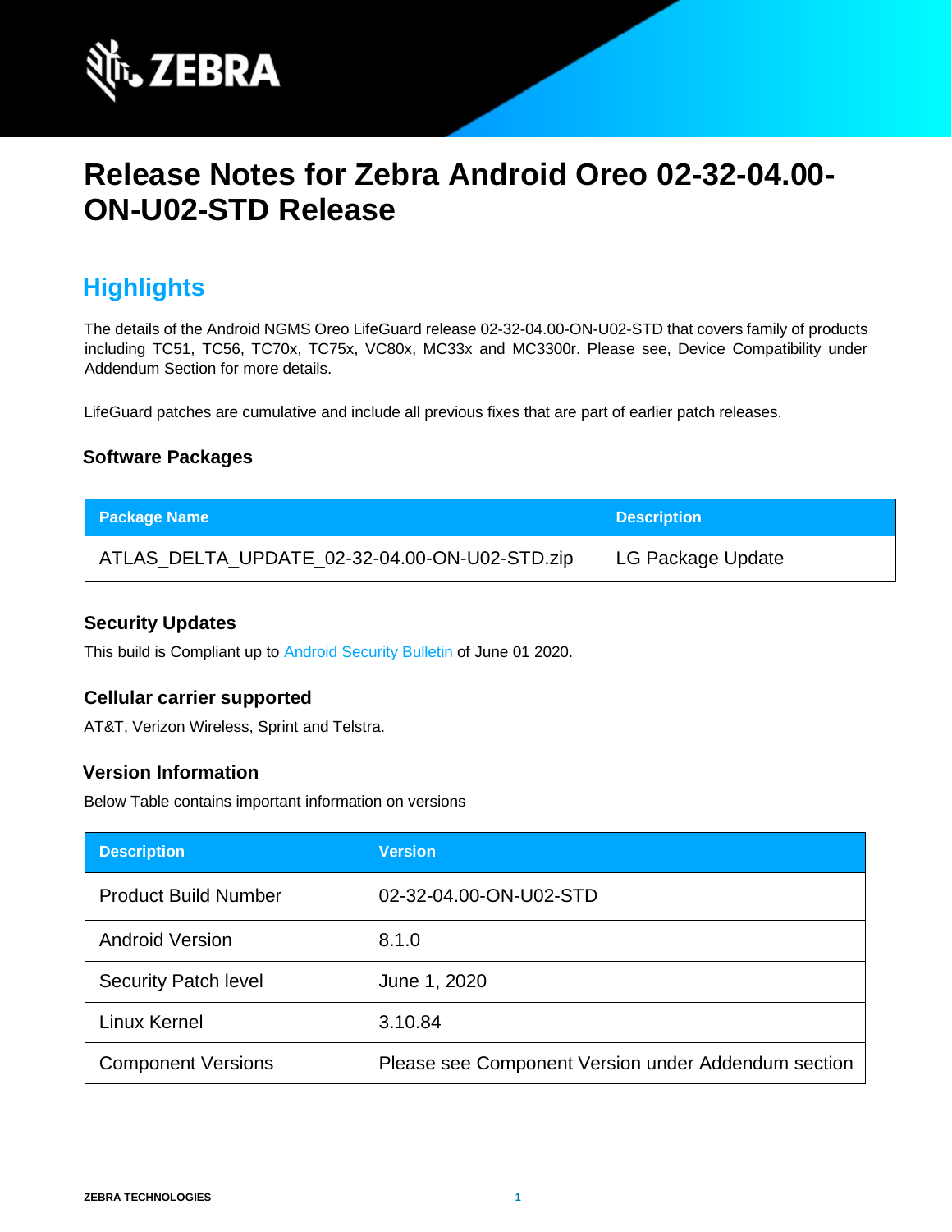# Release Notes for Zebra Android Oreo 02-32-04.00-ON-U02-STD Release

## Highlights

The details of the Android NGMS Oreo LifeGuard release 02-32-04.00-ON-U02-STD that covers family of products including TC51, TC56, TC70x, TC75x, VC80x, MC33x and MC3300r. Please see, Device Compatibility under Addendum Section for more details.

LifeGuard patches are cumulative and include all previous fixes that are part of earlier patch releases.

### Software Packages

| Package Name | Description |
|---|---|
| ATLAS_DELTA_UPDATE_02-32-04.00-ON-U02-STD.zip | LG Package Update |

### Security Updates

This build is Compliant up to Android Security Bulletin of June 01 2020.

### Cellular carrier supported

AT&T, Verizon Wireless, Sprint and Telstra.

### Version Information

Below Table contains important information on versions

| Description | Version |
|---|---|
| Product Build Number | 02-32-04.00-ON-U02-STD |
| Android Version | 8.1.0 |
| Security Patch level | June 1, 2020 |
| Linux Kernel | 3.10.84 |
| Component Versions | Please see Component Version under Addendum section |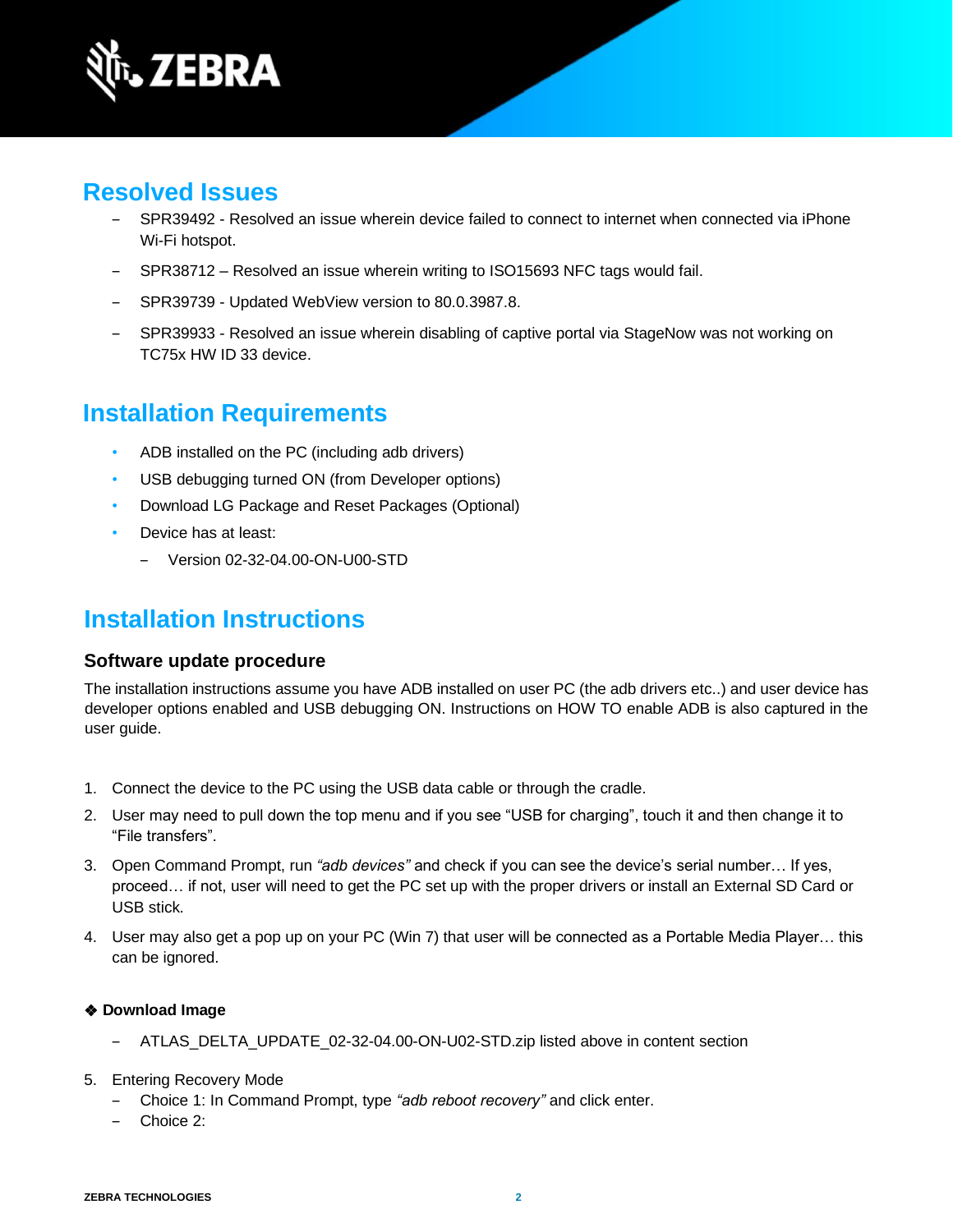## Resolved Issues

- SPR39492 - Resolved an issue wherein device failed to connect to internet when connected via iPhone Wi-Fi hotspot.
- SPR38712 – Resolved an issue wherein writing to ISO15693 NFC tags would fail.
- SPR39739 - Updated WebView version to 80.0.3987.8.
- SPR39933 - Resolved an issue wherein disabling of captive portal via StageNow was not working on TC75x HW ID 33 device.

## Installation Requirements

- ADB installed on the PC (including adb drivers)
- USB debugging turned ON (from Developer options)
- Download LG Package and Reset Packages (Optional)
- Device has at least:
  - Version 02-32-04.00-ON-U00-STD

## Installation Instructions

### Software update procedure

The installation instructions assume you have ADB installed on user PC (the adb drivers etc..) and user device has developer options enabled and USB debugging ON. Instructions on HOW TO enable ADB is also captured in the user guide.

1. Connect the device to the PC using the USB data cable or through the cradle.
2. User may need to pull down the top menu and if you see "USB for charging", touch it and then change it to "File transfers".
3. Open Command Prompt, run *"adb devices"* and check if you can see the device's serial number… If yes, proceed… if not, user will need to get the PC set up with the proper drivers or install an External SD Card or USB stick.
4. User may also get a pop up on your PC (Win 7) that user will be connected as a Portable Media Player… this can be ignored.

❖ **Download Image**

- ATLAS_DELTA_UPDATE_02-32-04.00-ON-U02-STD.zip listed above in content section

5. Entering Recovery Mode
   - Choice 1: In Command Prompt, type *"adb reboot recovery"* and click enter.
   - Choice 2: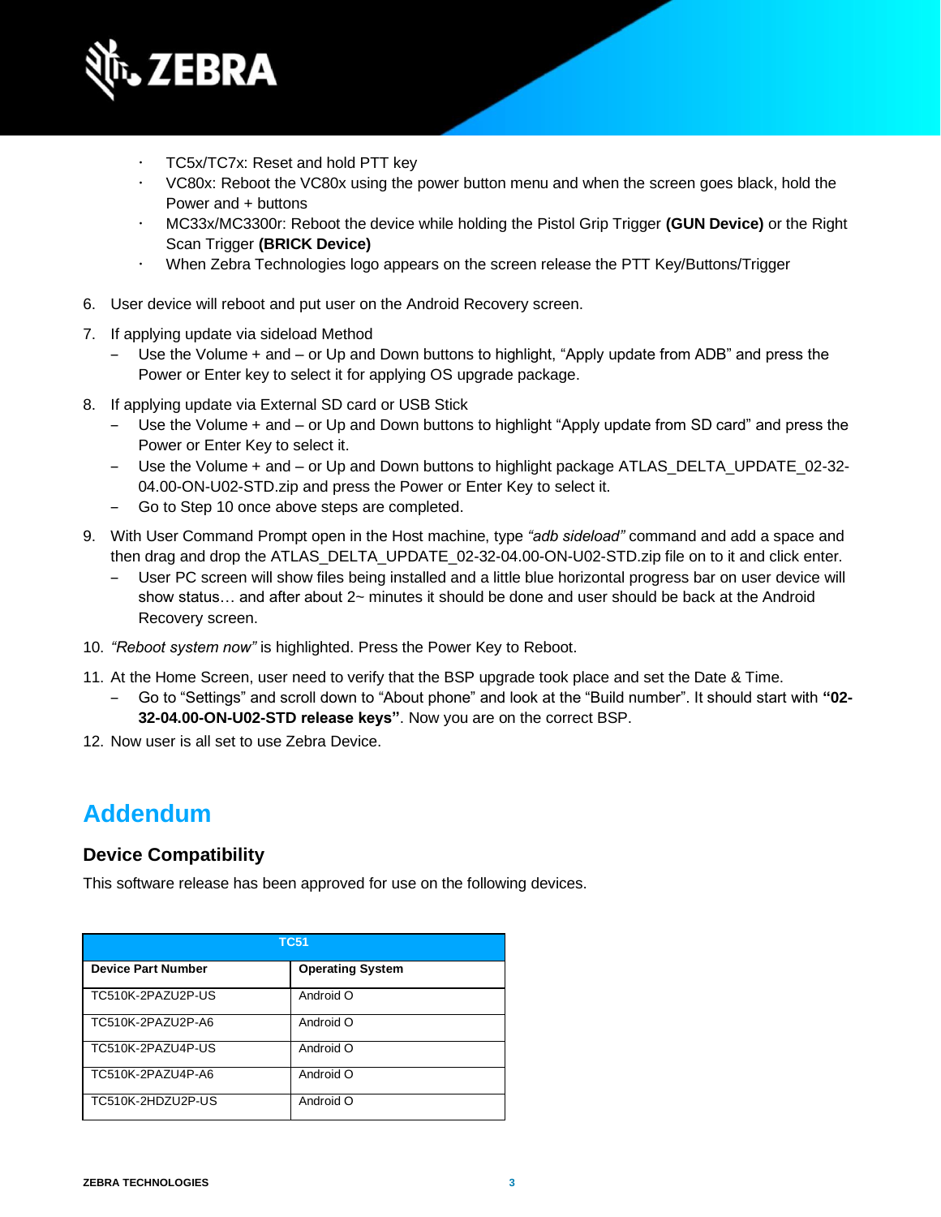- TC5x/TC7x: Reset and hold PTT key
- VC80x: Reboot the VC80x using the power button menu and when the screen goes black, hold the Power and + buttons
- MC33x/MC3300r: Reboot the device while holding the Pistol Grip Trigger **(GUN Device)** or the Right Scan Trigger **(BRICK Device)**
- When Zebra Technologies logo appears on the screen release the PTT Key/Buttons/Trigger

6. User device will reboot and put user on the Android Recovery screen.
7. If applying update via sideload Method
   - Use the Volume + and – or Up and Down buttons to highlight, “Apply update from ADB” and press the Power or Enter key to select it for applying OS upgrade package.
8. If applying update via External SD card or USB Stick
   - Use the Volume + and – or Up and Down buttons to highlight “Apply update from SD card” and press the Power or Enter Key to select it.
   - Use the Volume + and – or Up and Down buttons to highlight package ATLAS_DELTA_UPDATE_02-32-04.00-ON-U02-STD.zip and press the Power or Enter Key to select it.
   - Go to Step 10 once above steps are completed.
9. With User Command Prompt open in the Host machine, type *“adb sideload”* command and add a space and then drag and drop the ATLAS_DELTA_UPDATE_02-32-04.00-ON-U02-STD.zip file on to it and click enter.
   - User PC screen will show files being installed and a little blue horizontal progress bar on user device will show status… and after about 2~ minutes it should be done and user should be back at the Android Recovery screen.
10. *“Reboot system now”* is highlighted. Press the Power Key to Reboot.
11. At the Home Screen, user need to verify that the BSP upgrade took place and set the Date & Time.
    - Go to “Settings” and scroll down to “About phone” and look at the “Build number”. It should start with **“02-32-04.00-ON-U02-STD release keys”**. Now you are on the correct BSP.
12. Now user is all set to use Zebra Device.

# Addendum

## Device Compatibility

This software release has been approved for use on the following devices.

| TC51 | |
|---|---|
| **Device Part Number** | **Operating System** |
| TC510K-2PAZU2P-US | Android O |
| TC510K-2PAZU2P-A6 | Android O |
| TC510K-2PAZU4P-US | Android O |
| TC510K-2PAZU4P-A6 | Android O |
| TC510K-2HDZU2P-US | Android O |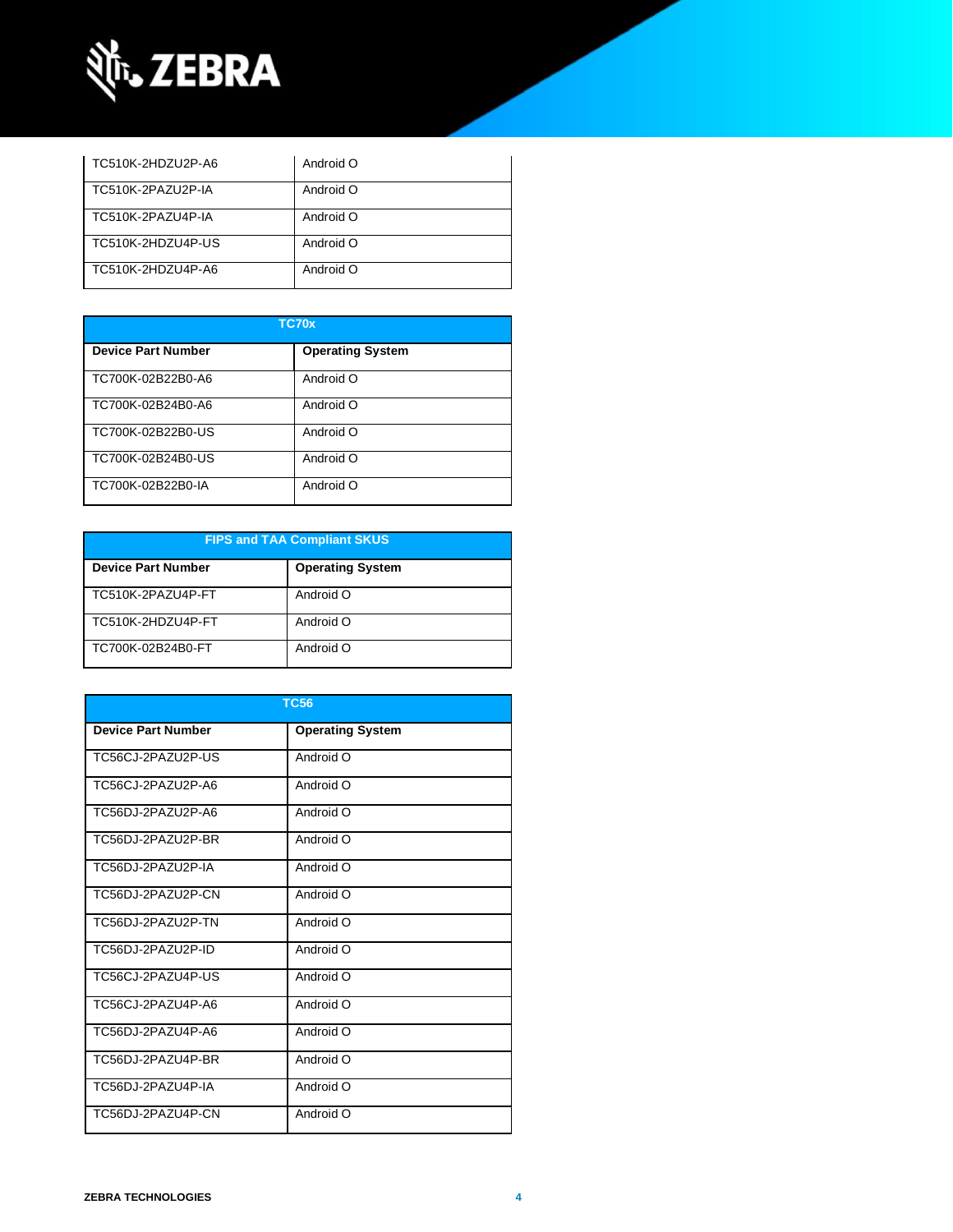| | |
|---|---|
| TC510K-2HDZU2P-A6 | Android O |
| TC510K-2PAZU2P-IA | Android O |
| TC510K-2PAZU4P-IA | Android O |
| TC510K-2HDZU4P-US | Android O |
| TC510K-2HDZU4P-A6 | Android O |

| TC70x | |
|---|---|
| **Device Part Number** | **Operating System** |
| TC700K-02B22B0-A6 | Android O |
| TC700K-02B24B0-A6 | Android O |
| TC700K-02B22B0-US | Android O |
| TC700K-02B24B0-US | Android O |
| TC700K-02B22B0-IA | Android O |

| FIPS and TAA Compliant SKUS | |
|---|---|
| **Device Part Number** | **Operating System** |
| TC510K-2PAZU4P-FT | Android O |
| TC510K-2HDZU4P-FT | Android O |
| TC700K-02B24B0-FT | Android O |

| TC56 | |
|---|---|
| **Device Part Number** | **Operating System** |
| TC56CJ-2PAZU2P-US | Android O |
| TC56CJ-2PAZU2P-A6 | Android O |
| TC56DJ-2PAZU2P-A6 | Android O |
| TC56DJ-2PAZU2P-BR | Android O |
| TC56DJ-2PAZU2P-IA | Android O |
| TC56DJ-2PAZU2P-CN | Android O |
| TC56DJ-2PAZU2P-TN | Android O |
| TC56DJ-2PAZU2P-ID | Android O |
| TC56CJ-2PAZU4P-US | Android O |
| TC56CJ-2PAZU4P-A6 | Android O |
| TC56DJ-2PAZU4P-A6 | Android O |
| TC56DJ-2PAZU4P-BR | Android O |
| TC56DJ-2PAZU4P-IA | Android O |
| TC56DJ-2PAZU4P-CN | Android O |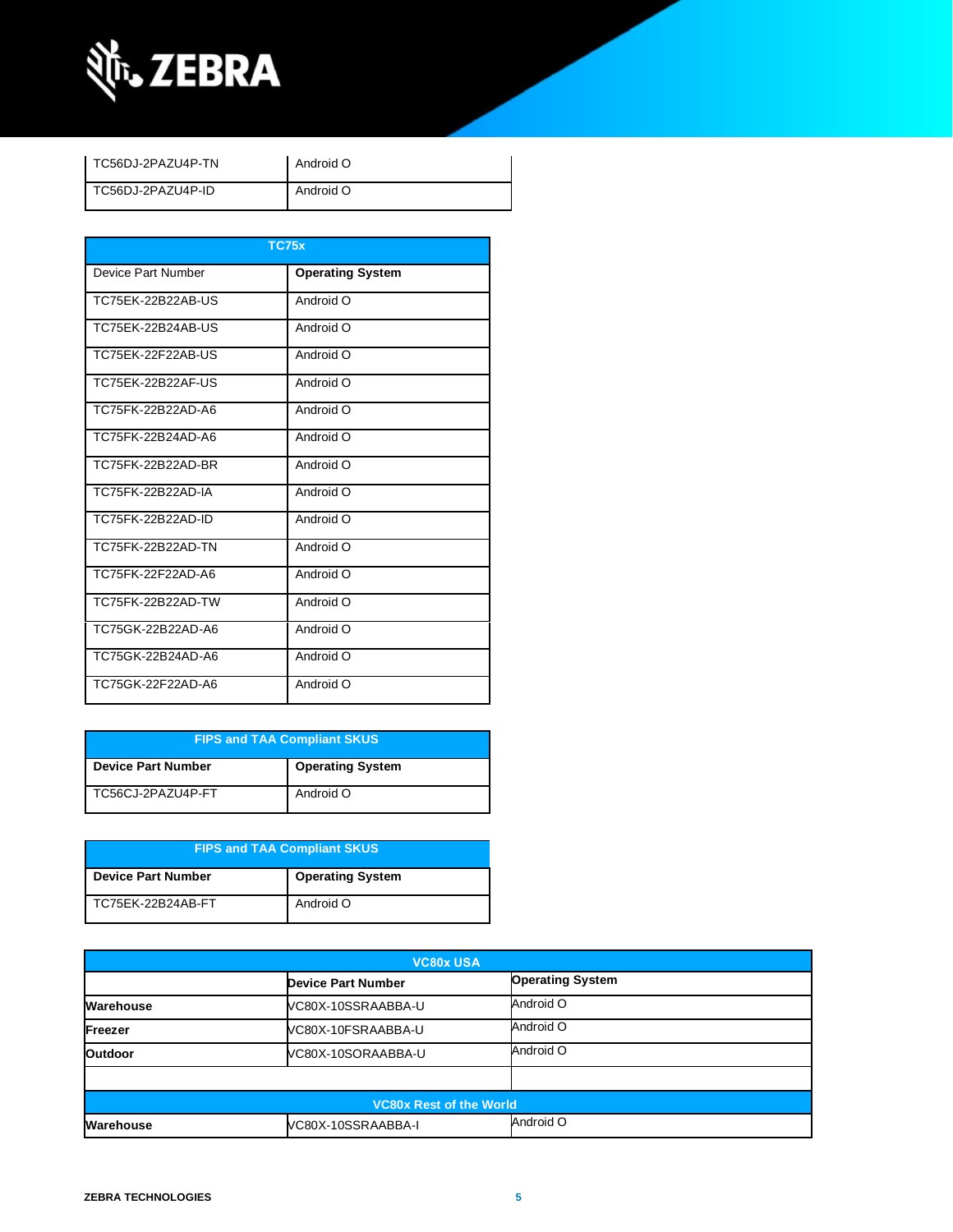| TC56DJ-2PAZU4P-TN | Android O |
|---|---|
| TC56DJ-2PAZU4P-ID | Android O |

| TC75x | |
|---|---|
| Device Part Number | **Operating System** |
| TC75EK-22B22AB-US | Android O |
| TC75EK-22B24AB-US | Android O |
| TC75EK-22F22AB-US | Android O |
| TC75EK-22B22AF-US | Android O |
| TC75FK-22B22AD-A6 | Android O |
| TC75FK-22B24AD-A6 | Android O |
| TC75FK-22B22AD-BR | Android O |
| TC75FK-22B22AD-IA | Android O |
| TC75FK-22B22AD-ID | Android O |
| TC75FK-22B22AD-TN | Android O |
| TC75FK-22F22AD-A6 | Android O |
| TC75FK-22B22AD-TW | Android O |
| TC75GK-22B22AD-A6 | Android O |
| TC75GK-22B24AD-A6 | Android O |
| TC75GK-22F22AD-A6 | Android O |

| FIPS and TAA Compliant SKUS | |
|---|---|
| **Device Part Number** | **Operating System** |
| TC56CJ-2PAZU4P-FT | Android O |

| FIPS and TAA Compliant SKUS | |
|---|---|
| **Device Part Number** | **Operating System** |
| TC75EK-22B24AB-FT | Android O |

| VC80x USA | | |
|---|---|---|
| | **Device Part Number** | **Operating System** |
| **Warehouse** | VC80X-10SSRAABBA-U | Android O |
| **Freezer** | VC80X-10FSRAABBA-U | Android O |
| **Outdoor** | VC80X-10SORAABBA-U | Android O |
| | | |
| **VC80x Rest of the World** | | |
| **Warehouse** | VC80X-10SSRAABBA-I | Android O |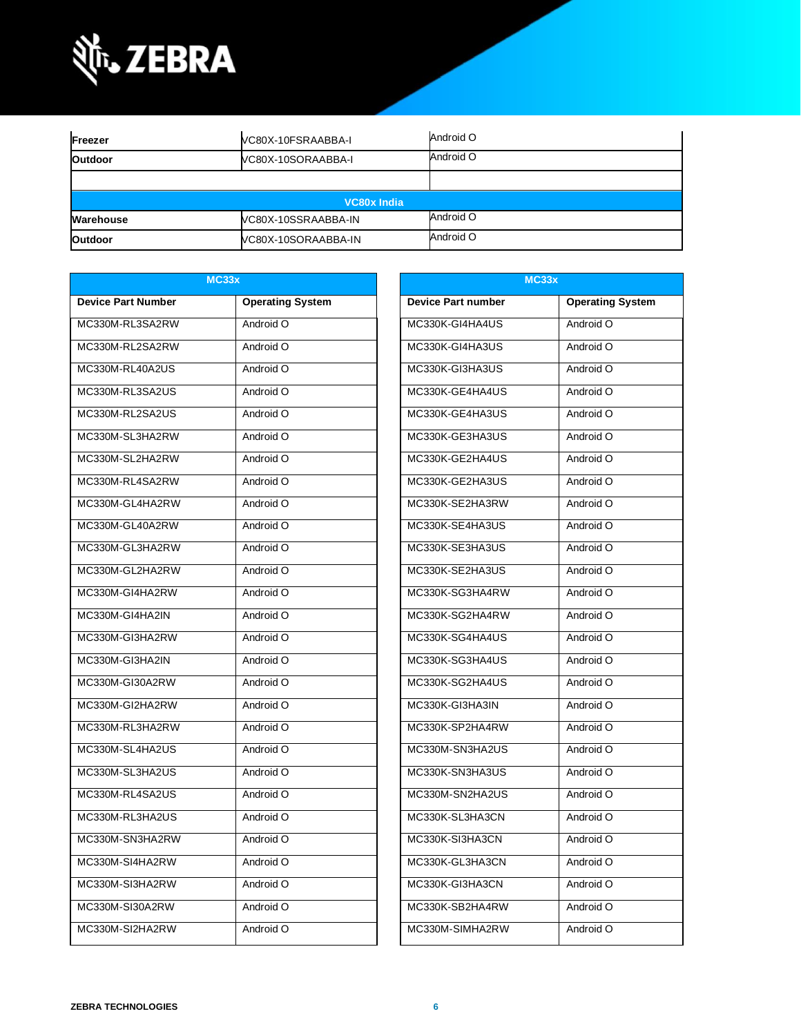| | | |
|---|---|---|
| **Freezer** | VC80X-10FSRAABBA-I | Android O |
| **Outdoor** | VC80X-10SORAABBA-I | Android O |
| | | |
| **VC80x India** | | |
| **Warehouse** | VC80X-10SSRAABBA-IN | Android O |
| **Outdoor** | VC80X-10SORAABBA-IN | Android O |

| MC33x | |
|---|---|
| **Device Part Number** | **Operating System** |
| MC330M-RL3SA2RW | Android O |
| MC330M-RL2SA2RW | Android O |
| MC330M-RL40A2US | Android O |
| MC330M-RL3SA2US | Android O |
| MC330M-RL2SA2US | Android O |
| MC330M-SL3HA2RW | Android O |
| MC330M-SL2HA2RW | Android O |
| MC330M-RL4SA2RW | Android O |
| MC330M-GL4HA2RW | Android O |
| MC330M-GL40A2RW | Android O |
| MC330M-GL3HA2RW | Android O |
| MC330M-GL2HA2RW | Android O |
| MC330M-GI4HA2RW | Android O |
| MC330M-GI4HA2IN | Android O |
| MC330M-GI3HA2RW | Android O |
| MC330M-GI3HA2IN | Android O |
| MC330M-GI30A2RW | Android O |
| MC330M-GI2HA2RW | Android O |
| MC330M-RL3HA2RW | Android O |
| MC330M-SL4HA2US | Android O |
| MC330M-SL3HA2US | Android O |
| MC330M-RL4SA2US | Android O |
| MC330M-RL3HA2US | Android O |
| MC330M-SN3HA2RW | Android O |
| MC330M-SI4HA2RW | Android O |
| MC330M-SI3HA2RW | Android O |
| MC330M-SI30A2RW | Android O |
| MC330M-SI2HA2RW | Android O |

| MC33x | |
|---|---|
| **Device Part number** | **Operating System** |
| MC330K-GI4HA4US | Android O |
| MC330K-GI4HA3US | Android O |
| MC330K-GI3HA3US | Android O |
| MC330K-GE4HA4US | Android O |
| MC330K-GE4HA3US | Android O |
| MC330K-GE3HA3US | Android O |
| MC330K-GE2HA4US | Android O |
| MC330K-GE2HA3US | Android O |
| MC330K-SE2HA3RW | Android O |
| MC330K-SE4HA3US | Android O |
| MC330K-SE3HA3US | Android O |
| MC330K-SE2HA3US | Android O |
| MC330K-SG3HA4RW | Android O |
| MC330K-SG2HA4RW | Android O |
| MC330K-SG4HA4US | Android O |
| MC330K-SG3HA4US | Android O |
| MC330K-SG2HA4US | Android O |
| MC330K-GI3HA3IN | Android O |
| MC330K-SP2HA4RW | Android O |
| MC330M-SN3HA2US | Android O |
| MC330K-SN3HA3US | Android O |
| MC330M-SN2HA2US | Android O |
| MC330K-SL3HA3CN | Android O |
| MC330K-SI3HA3CN | Android O |
| MC330K-GL3HA3CN | Android O |
| MC330K-GI3HA3CN | Android O |
| MC330K-SB2HA4RW | Android O |
| MC330M-SIMHA2RW | Android O |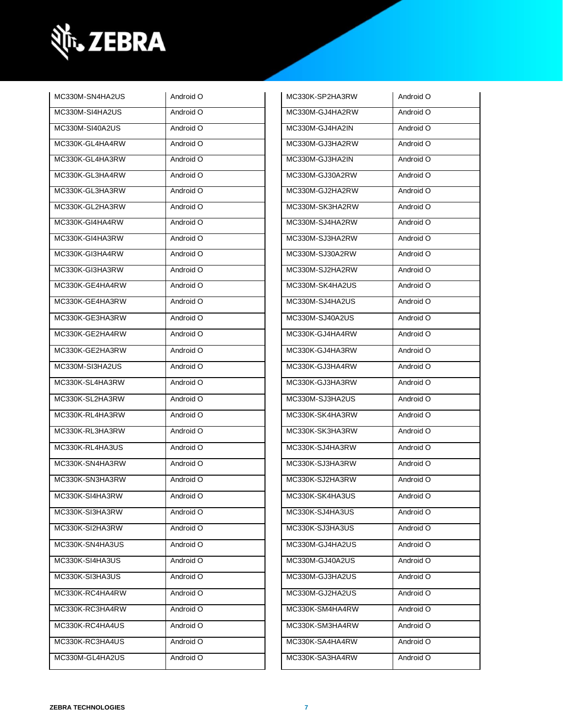| MC330M-SN4HA2US | Android O |
|---|---|
| MC330M-SI4HA2US | Android O |
| MC330M-SI40A2US | Android O |
| MC330K-GL4HA4RW | Android O |
| MC330K-GL4HA3RW | Android O |
| MC330K-GL3HA4RW | Android O |
| MC330K-GL3HA3RW | Android O |
| MC330K-GL2HA3RW | Android O |
| MC330K-GI4HA4RW | Android O |
| MC330K-GI4HA3RW | Android O |
| MC330K-GI3HA4RW | Android O |
| MC330K-GI3HA3RW | Android O |
| MC330K-GE4HA4RW | Android O |
| MC330K-GE4HA3RW | Android O |
| MC330K-GE3HA3RW | Android O |
| MC330K-GE2HA4RW | Android O |
| MC330K-GE2HA3RW | Android O |
| MC330M-SI3HA2US | Android O |
| MC330K-SL4HA3RW | Android O |
| MC330K-SL2HA3RW | Android O |
| MC330K-RL4HA3RW | Android O |
| MC330K-RL3HA3RW | Android O |
| MC330K-RL4HA3US | Android O |
| MC330K-SN4HA3RW | Android O |
| MC330K-SN3HA3RW | Android O |
| MC330K-SI4HA3RW | Android O |
| MC330K-SI3HA3RW | Android O |
| MC330K-SI2HA3RW | Android O |
| MC330K-SN4HA3US | Android O |
| MC330K-SI4HA3US | Android O |
| MC330K-SI3HA3US | Android O |
| MC330K-RC4HA4RW | Android O |
| MC330K-RC3HA4RW | Android O |
| MC330K-RC4HA4US | Android O |
| MC330K-RC3HA4US | Android O |
| MC330M-GL4HA2US | Android O |

| MC330K-SP2HA3RW | Android O |
|---|---|
| MC330M-GJ4HA2RW | Android O |
| MC330M-GJ4HA2IN | Android O |
| MC330M-GJ3HA2RW | Android O |
| MC330M-GJ3HA2IN | Android O |
| MC330M-GJ30A2RW | Android O |
| MC330M-GJ2HA2RW | Android O |
| MC330M-SK3HA2RW | Android O |
| MC330M-SJ4HA2RW | Android O |
| MC330M-SJ3HA2RW | Android O |
| MC330M-SJ30A2RW | Android O |
| MC330M-SJ2HA2RW | Android O |
| MC330M-SK4HA2US | Android O |
| MC330M-SJ4HA2US | Android O |
| MC330M-SJ40A2US | Android O |
| MC330K-GJ4HA4RW | Android O |
| MC330K-GJ4HA3RW | Android O |
| MC330K-GJ3HA4RW | Android O |
| MC330K-GJ3HA3RW | Android O |
| MC330M-SJ3HA2US | Android O |
| MC330K-SK4HA3RW | Android O |
| MC330K-SK3HA3RW | Android O |
| MC330K-SJ4HA3RW | Android O |
| MC330K-SJ3HA3RW | Android O |
| MC330K-SJ2HA3RW | Android O |
| MC330K-SK4HA3US | Android O |
| MC330K-SJ4HA3US | Android O |
| MC330K-SJ3HA3US | Android O |
| MC330M-GJ4HA2US | Android O |
| MC330M-GJ40A2US | Android O |
| MC330M-GJ3HA2US | Android O |
| MC330M-GJ2HA2US | Android O |
| MC330K-SM4HA4RW | Android O |
| MC330K-SM3HA4RW | Android O |
| MC330K-SA4HA4RW | Android O |
| MC330K-SA3HA4RW | Android O |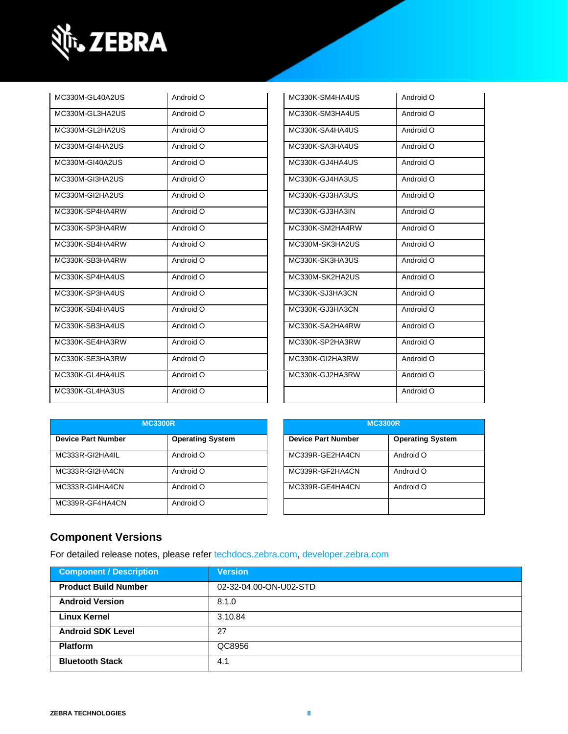| | |
|---|---|
| MC330M-GL40A2US | Android O |
| MC330M-GL3HA2US | Android O |
| MC330M-GL2HA2US | Android O |
| MC330M-GI4HA2US | Android O |
| MC330M-GI40A2US | Android O |
| MC330M-GI3HA2US | Android O |
| MC330M-GI2HA2US | Android O |
| MC330K-SP4HA4RW | Android O |
| MC330K-SP3HA4RW | Android O |
| MC330K-SB4HA4RW | Android O |
| MC330K-SB3HA4RW | Android O |
| MC330K-SP4HA4US | Android O |
| MC330K-SP3HA4US | Android O |
| MC330K-SB4HA4US | Android O |
| MC330K-SB3HA4US | Android O |
| MC330K-SE4HA3RW | Android O |
| MC330K-SE3HA3RW | Android O |
| MC330K-GL4HA4US | Android O |
| MC330K-GL4HA3US | Android O |

| | |
|---|---|
| MC330K-SM4HA4US | Android O |
| MC330K-SM3HA4US | Android O |
| MC330K-SA4HA4US | Android O |
| MC330K-SA3HA4US | Android O |
| MC330K-GJ4HA4US | Android O |
| MC330K-GJ4HA3US | Android O |
| MC330K-GJ3HA3US | Android O |
| MC330K-GJ3HA3IN | Android O |
| MC330K-SM2HA4RW | Android O |
| MC330M-SK3HA2US | Android O |
| MC330K-SK3HA3US | Android O |
| MC330M-SK2HA2US | Android O |
| MC330K-SJ3HA3CN | Android O |
| MC330K-GJ3HA3CN | Android O |
| MC330K-SA2HA4RW | Android O |
| MC330K-SP2HA3RW | Android O |
| MC330K-GI2HA3RW | Android O |
| MC330K-GJ2HA3RW | Android O |
| | Android O |

| MC3300R | |
|---|---|
| **Device Part Number** | **Operating System** |
| MC333R-GI2HA4IL | Android O |
| MC333R-GI2HA4CN | Android O |
| MC333R-GI4HA4CN | Android O |
| MC339R-GF4HA4CN | Android O |

| MC3300R | |
|---|---|
| **Device Part Number** | **Operating System** |
| MC339R-GE2HA4CN | Android O |
| MC339R-GF2HA4CN | Android O |
| MC339R-GE4HA4CN | Android O |
| | |

## Component Versions

For detailed release notes, please refer techdocs.zebra.com, developer.zebra.com

| Component / Description | Version |
|---|---|
| **Product Build Number** | 02-32-04.00-ON-U02-STD |
| **Android Version** | 8.1.0 |
| **Linux Kernel** | 3.10.84 |
| **Android SDK Level** | 27 |
| **Platform** | QC8956 |
| **Bluetooth Stack** | 4.1 |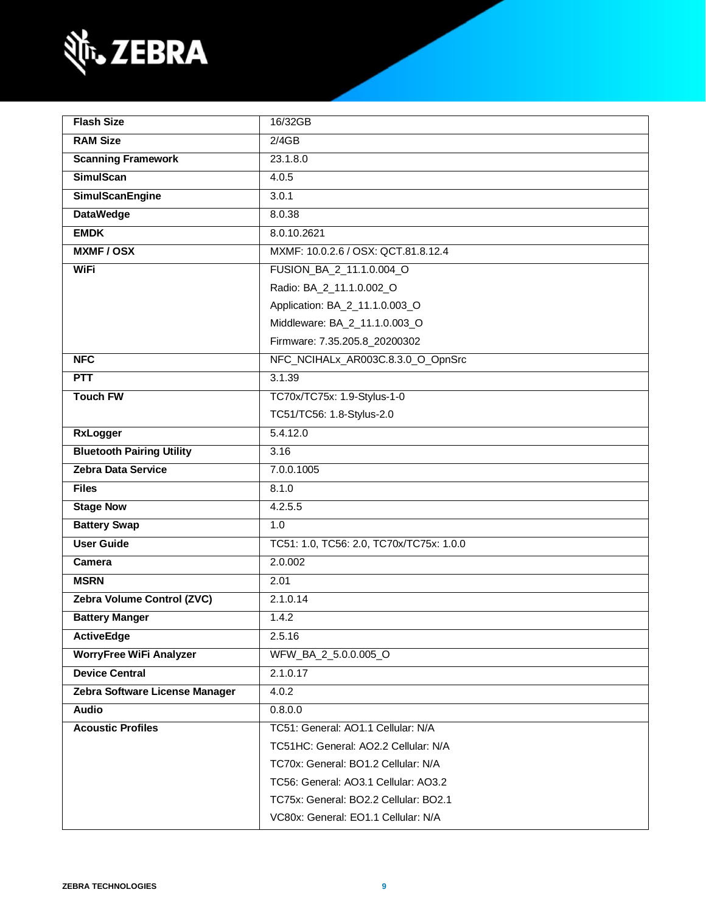| | |
|---|---|
| **Flash Size** | 16/32GB |
| **RAM Size** | 2/4GB |
| **Scanning Framework** | 23.1.8.0 |
| **SimulScan** | 4.0.5 |
| **SimulScanEngine** | 3.0.1 |
| **DataWedge** | 8.0.38 |
| **EMDK** | 8.0.10.2621 |
| **MXMF / OSX** | MXMF: 10.0.2.6 / OSX: QCT.81.8.12.4 |
| **WiFi** | FUSION_BA_2_11.1.0.004_O<br>Radio: BA_2_11.1.0.002_O<br>Application: BA_2_11.1.0.003_O<br>Middleware: BA_2_11.1.0.003_O<br>Firmware: 7.35.205.8_20200302 |
| **NFC** | NFC_NCIHALx_AR003C.8.3.0_O_OpnSrc |
| **PTT** | 3.1.39 |
| **Touch FW** | TC70x/TC75x: 1.9-Stylus-1-0<br>TC51/TC56: 1.8-Stylus-2.0 |
| **RxLogger** | 5.4.12.0 |
| **Bluetooth Pairing Utility** | 3.16 |
| **Zebra Data Service** | 7.0.0.1005 |
| **Files** | 8.1.0 |
| **Stage Now** | 4.2.5.5 |
| **Battery Swap** | 1.0 |
| **User Guide** | TC51: 1.0, TC56: 2.0, TC70x/TC75x: 1.0.0 |
| **Camera** | 2.0.002 |
| **MSRN** | 2.01 |
| **Zebra Volume Control (ZVC)** | 2.1.0.14 |
| **Battery Manger** | 1.4.2 |
| **ActiveEdge** | 2.5.16 |
| **WorryFree WiFi Analyzer** | WFW_BA_2_5.0.0.005_O |
| **Device Central** | 2.1.0.17 |
| **Zebra Software License Manager** | 4.0.2 |
| **Audio** | 0.8.0.0 |
| **Acoustic Profiles** | TC51: General: AO1.1 Cellular: N/A<br>TC51HC: General: AO2.2 Cellular: N/A<br>TC70x: General: BO1.2 Cellular: N/A<br>TC56: General: AO3.1 Cellular: AO3.2<br>TC75x: General: BO2.2 Cellular: BO2.1<br>VC80x: General: EO1.1 Cellular: N/A |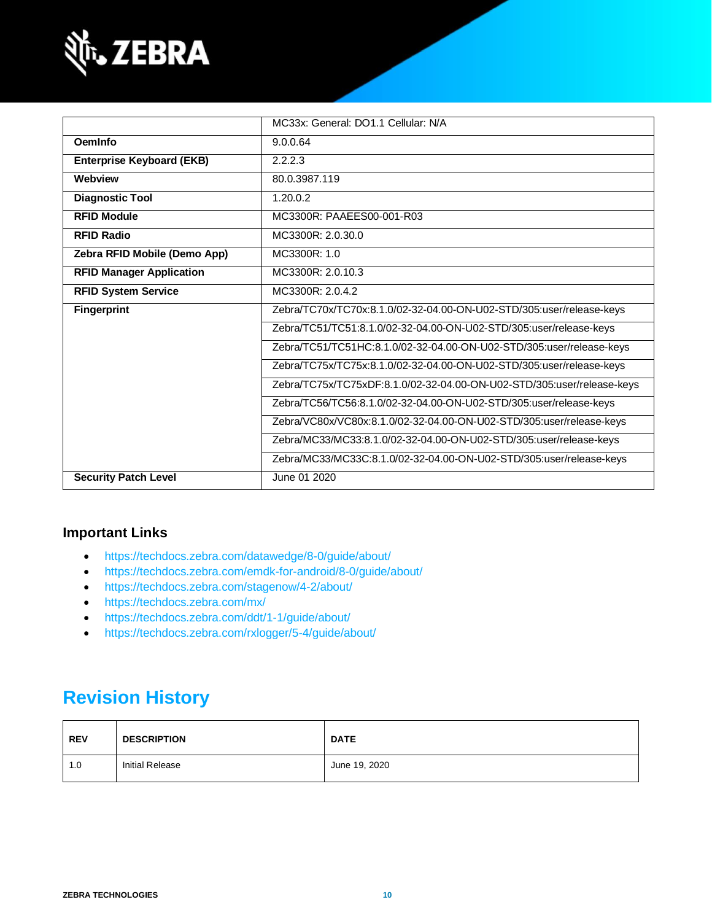| | |
|---|---|
| | MC33x: General: DO1.1 Cellular: N/A |
| **OemInfo** | 9.0.0.64 |
| **Enterprise Keyboard (EKB)** | 2.2.2.3 |
| **Webview** | 80.0.3987.119 |
| **Diagnostic Tool** | 1.20.0.2 |
| **RFID Module** | MC3300R: PAAEES00-001-R03 |
| **RFID Radio** | MC3300R: 2.0.30.0 |
| **Zebra RFID Mobile (Demo App)** | MC3300R: 1.0 |
| **RFID Manager Application** | MC3300R: 2.0.10.3 |
| **RFID System Service** | MC3300R: 2.0.4.2 |
| **Fingerprint** | Zebra/TC70x/TC70x:8.1.0/02-32-04.00-ON-U02-STD/305:user/release-keys |
| | Zebra/TC51/TC51:8.1.0/02-32-04.00-ON-U02-STD/305:user/release-keys |
| | Zebra/TC51/TC51HC:8.1.0/02-32-04.00-ON-U02-STD/305:user/release-keys |
| | Zebra/TC75x/TC75x:8.1.0/02-32-04.00-ON-U02-STD/305:user/release-keys |
| | Zebra/TC75x/TC75xDF:8.1.0/02-32-04.00-ON-U02-STD/305:user/release-keys |
| | Zebra/TC56/TC56:8.1.0/02-32-04.00-ON-U02-STD/305:user/release-keys |
| | Zebra/VC80x/VC80x:8.1.0/02-32-04.00-ON-U02-STD/305:user/release-keys |
| | Zebra/MC33/MC33:8.1.0/02-32-04.00-ON-U02-STD/305:user/release-keys |
| | Zebra/MC33/MC33C:8.1.0/02-32-04.00-ON-U02-STD/305:user/release-keys |
| **Security Patch Level** | June 01 2020 |

### Important Links

- https://techdocs.zebra.com/datawedge/8-0/guide/about/
- https://techdocs.zebra.com/emdk-for-android/8-0/guide/about/
- https://techdocs.zebra.com/stagenow/4-2/about/
- https://techdocs.zebra.com/mx/
- https://techdocs.zebra.com/ddt/1-1/guide/about/
- https://techdocs.zebra.com/rxlogger/5-4/guide/about/

## Revision History

| REV | DESCRIPTION | DATE |
|---|---|---|
| 1.0 | Initial Release | June 19, 2020 |